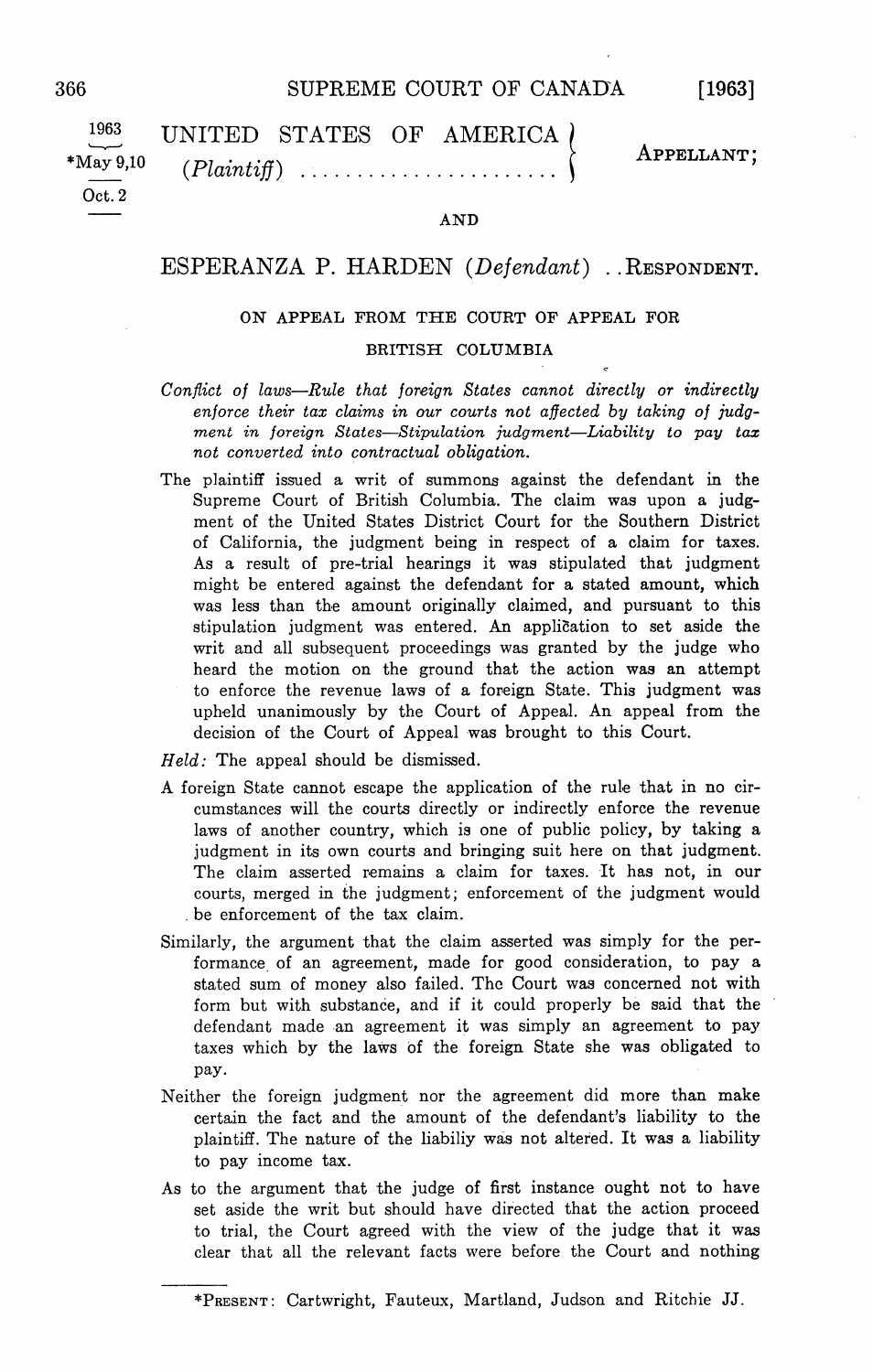1963

*May 9,10

Oct. 2

UNITED STATES OF AMERICA (*Plaintiff*) ........................ APPELLANT;

AND

ESPERANZA P. HARDEN (*Defendant*) .. RESPONDENT.

ON APPEAL FROM THE COURT OF APPEAL FOR BRITISH COLUMBIA

*Conflict of laws—Rule that foreign States cannot directly or indirectly enforce their tax claims in our courts not affected by taking of judgment in foreign States—Stipulation judgment—Liability to pay tax not converted into contractual obligation.*

The plaintiff issued a writ of summons against the defendant in the Supreme Court of British Columbia. The claim was upon a judgment of the United States District Court for the Southern District of California, the judgment being in respect of a claim for taxes. As a result of pre-trial hearings it was stipulated that judgment might be entered against the defendant for a stated amount, which was less than the amount originally claimed, and pursuant to this stipulation judgment was entered. An application to set aside the writ and all subsequent proceedings was granted by the judge who heard the motion on the ground that the action was an attempt to enforce the revenue laws of a foreign State. This judgment was upheld unanimously by the Court of Appeal. An appeal from the decision of the Court of Appeal was brought to this Court.

*Held:* The appeal should be dismissed.

A foreign State cannot escape the application of the rule that in no circumstances will the courts directly or indirectly enforce the revenue laws of another country, which is one of public policy, by taking a judgment in its own courts and bringing suit here on that judgment. The claim asserted remains a claim for taxes. It has not, in our courts, merged in the judgment; enforcement of the judgment would be enforcement of the tax claim.

Similarly, the argument that the claim asserted was simply for the performance of an agreement, made for good consideration, to pay a stated sum of money also failed. The Court was concerned not with form but with substance, and if it could properly be said that the defendant made an agreement it was simply an agreement to pay taxes which by the laws of the foreign State she was obligated to pay.

Neither the foreign judgment nor the agreement did more than make certain the fact and the amount of the defendant's liability to the plaintiff. The nature of the liabiliy was not altered. It was a liability to pay income tax.

As to the argument that the judge of first instance ought not to have set aside the writ but should have directed that the action proceed to trial, the Court agreed with the view of the judge that it was clear that all the relevant facts were before the Court and nothing

---

*PRESENT: Cartwright, Fauteux, Martland, Judson and Ritchie JJ.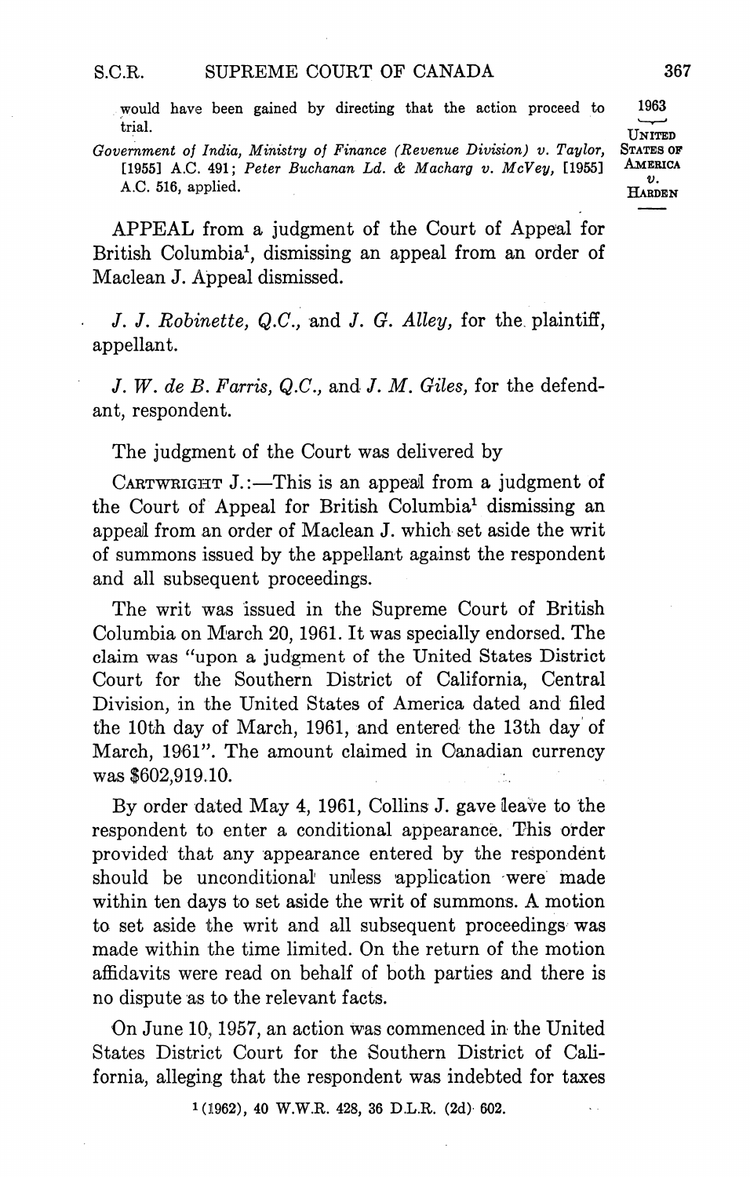would have been gained by directing that the action proceed to trial.

*Government of India, Ministry of Finance (Revenue Division) v. Taylor,* [1955] A.C. 491; *Peter Buchanan Ld. & Macharg v. McVey,* [1955] A.C. 516, applied.

APPEAL from a judgment of the Court of Appeal for British Columbia[1], dismissing an appeal from an order of Maclean J. Appeal dismissed.

*J. J. Robinette, Q.C.,* and *J. G. Alley,* for the plaintiff, appellant.

*J. W. de B. Farris, Q.C.,* and *J. M. Giles,* for the defendant, respondent.

The judgment of the Court was delivered by

CARTWRIGHT J.:—This is an appeal from a judgment of the Court of Appeal for British Columbia[1] dismissing an appeal from an order of Maclean J. which set aside the writ of summons issued by the appellant against the respondent and all subsequent proceedings.

The writ was issued in the Supreme Court of British Columbia on March 20, 1961. It was specially endorsed. The claim was "upon a judgment of the United States District Court for the Southern District of California, Central Division, in the United States of America dated and filed the 10th day of March, 1961, and entered the 13th day of March, 1961". The amount claimed in Canadian currency was $602,919.10.

By order dated May 4, 1961, Collins J. gave leave to the respondent to enter a conditional appearance. This order provided that any appearance entered by the respondent should be unconditional unless application were made within ten days to set aside the writ of summons. A motion to set aside the writ and all subsequent proceedings was made within the time limited. On the return of the motion affidavits were read on behalf of both parties and there is no dispute as to the relevant facts.

On June 10, 1957, an action was commenced in the United States District Court for the Southern District of California, alleging that the respondent was indebted for taxes

[1] (1962), 40 W.W.R. 428, 36 D.L.R. (2d) 602.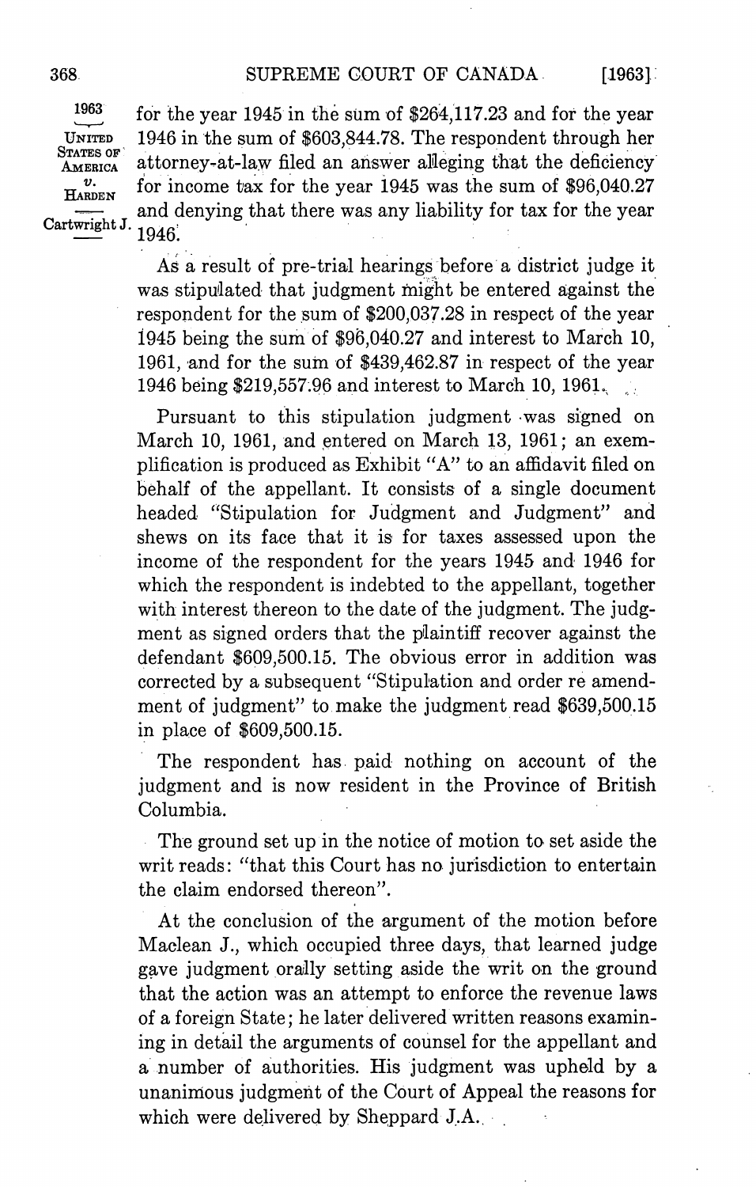for the year 1945 in the sum of $264,117.23 and for the year 1946 in the sum of $603,844.78. The respondent through her attorney-at-law filed an answer alleging that the deficiency for income tax for the year 1945 was the sum of $96,040.27 and denying that there was any liability for tax for the year 1946.

As a result of pre-trial hearings before a district judge it was stipulated that judgment might be entered against the respondent for the sum of $200,037.28 in respect of the year 1945 being the sum of $96,040.27 and interest to March 10, 1961, and for the sum of $439,462.87 in respect of the year 1946 being $219,557.96 and interest to March 10, 1961.

Pursuant to this stipulation judgment was signed on March 10, 1961, and entered on March 13, 1961; an exemplification is produced as Exhibit "A" to an affidavit filed on behalf of the appellant. It consists of a single document headed "Stipulation for Judgment and Judgment" and shews on its face that it is for taxes assessed upon the income of the respondent for the years 1945 and 1946 for which the respondent is indebted to the appellant, together with interest thereon to the date of the judgment. The judgment as signed orders that the plaintiff recover against the defendant $609,500.15. The obvious error in addition was corrected by a subsequent "Stipulation and order re amendment of judgment" to make the judgment read $639,500.15 in place of $609,500.15.

The respondent has paid nothing on account of the judgment and is now resident in the Province of British Columbia.

The ground set up in the notice of motion to set aside the writ reads: "that this Court has no jurisdiction to entertain the claim endorsed thereon".

At the conclusion of the argument of the motion before Maclean J., which occupied three days, that learned judge gave judgment orally setting aside the writ on the ground that the action was an attempt to enforce the revenue laws of a foreign State; he later delivered written reasons examining in detail the arguments of counsel for the appellant and a number of authorities. His judgment was upheld by a unanimous judgment of the Court of Appeal the reasons for which were delivered by Sheppard J.A.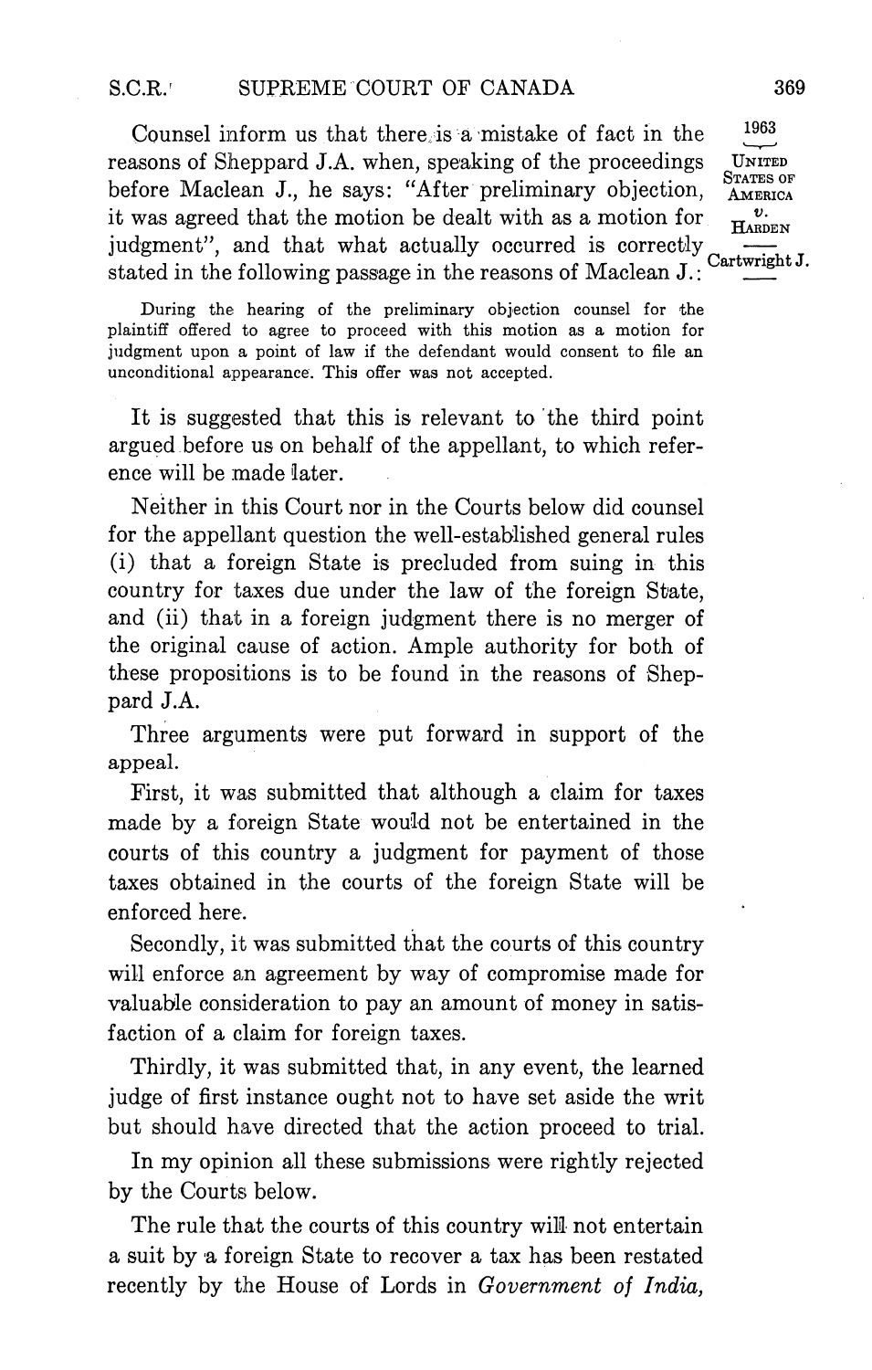Counsel inform us that there is a mistake of fact in the reasons of Sheppard J.A. when, speaking of the proceedings before Maclean J., he says: "After preliminary objection, it was agreed that the motion be dealt with as a motion for judgment", and that what actually occurred is correctly stated in the following passage in the reasons of Maclean J.:

> During the hearing of the preliminary objection counsel for the plaintiff offered to agree to proceed with this motion as a motion for judgment upon a point of law if the defendant would consent to file an unconditional appearance. This offer was not accepted.

It is suggested that this is relevant to the third point argued before us on behalf of the appellant, to which reference will be made later.

Neither in this Court nor in the Courts below did counsel for the appellant question the well-established general rules (i) that a foreign State is precluded from suing in this country for taxes due under the law of the foreign State, and (ii) that in a foreign judgment there is no merger of the original cause of action. Ample authority for both of these propositions is to be found in the reasons of Sheppard J.A.

Three arguments were put forward in support of the appeal.

First, it was submitted that although a claim for taxes made by a foreign State would not be entertained in the courts of this country a judgment for payment of those taxes obtained in the courts of the foreign State will be enforced here.

Secondly, it was submitted that the courts of this country will enforce an agreement by way of compromise made for valuable consideration to pay an amount of money in satisfaction of a claim for foreign taxes.

Thirdly, it was submitted that, in any event, the learned judge of first instance ought not to have set aside the writ but should have directed that the action proceed to trial.

In my opinion all these submissions were rightly rejected by the Courts below.

The rule that the courts of this country will not entertain a suit by a foreign State to recover a tax has been restated recently by the House of Lords in *Government of India,*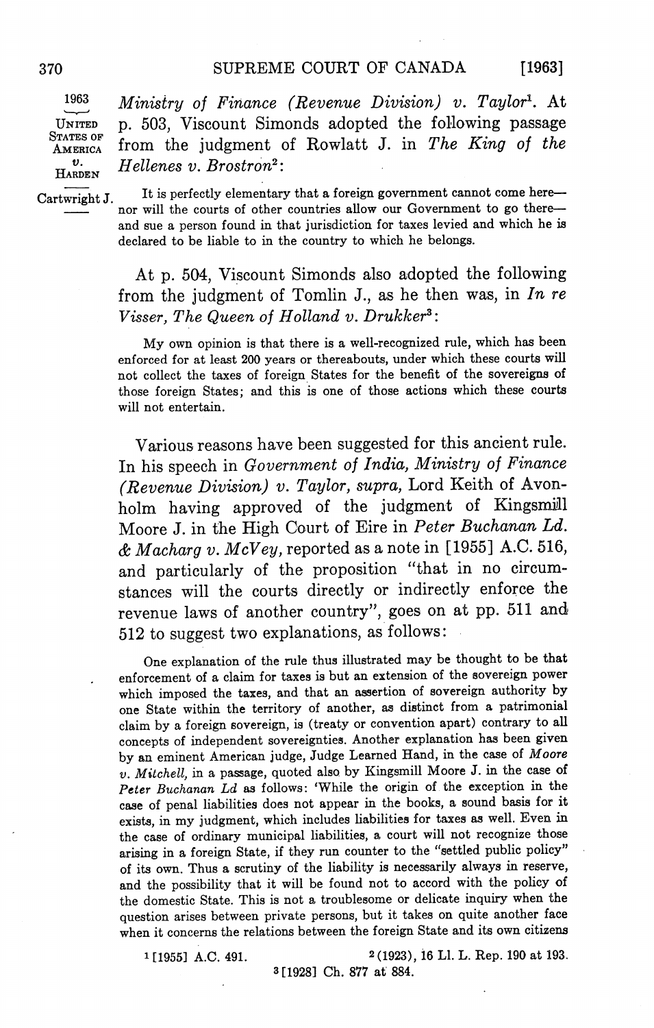*Ministry of Finance (Revenue Division) v. Taylor*[1]. At p. 503, Viscount Simonds adopted the following passage from the judgment of Rowlatt J. in *The King of the Hellenes v. Brostron*[2]:

> It is perfectly elementary that a foreign government cannot come here—nor will the courts of other countries allow our Government to go there—and sue a person found in that jurisdiction for taxes levied and which he is declared to be liable to in the country to which he belongs.

At p. 504, Viscount Simonds also adopted the following from the judgment of Tomlin J., as he then was, in *In re Visser, The Queen of Holland v. Drukker*[3]:

> My own opinion is that there is a well-recognized rule, which has been enforced for at least 200 years or thereabouts, under which these courts will not collect the taxes of foreign States for the benefit of the sovereigns of those foreign States; and this is one of those actions which these courts will not entertain.

Various reasons have been suggested for this ancient rule. In his speech in *Government of India, Ministry of Finance (Revenue Division) v. Taylor, supra,* Lord Keith of Avonholm having approved of the judgment of Kingsmill Moore J. in the High Court of Eire in *Peter Buchanan Ld. & Macharg v. McVey,* reported as a note in [1955] A.C. 516, and particularly of the proposition "that in no circumstances will the courts directly or indirectly enforce the revenue laws of another country", goes on at pp. 511 and 512 to suggest two explanations, as follows:

> One explanation of the rule thus illustrated may be thought to be that enforcement of a claim for taxes is but an extension of the sovereign power which imposed the taxes, and that an assertion of sovereign authority by one State within the territory of another, as distinct from a patrimonial claim by a foreign sovereign, is (treaty or convention apart) contrary to all concepts of independent sovereignties. Another explanation has been given by an eminent American judge, Judge Learned Hand, in the case of *Moore v. Mitchell,* in a passage, quoted also by Kingsmill Moore J. in the case of *Peter Buchanan Ld* as follows: 'While the origin of the exception in the case of penal liabilities does not appear in the books, a sound basis for it exists, in my judgment, which includes liabilities for taxes as well. Even in the case of ordinary municipal liabilities, a court will not recognize those arising in a foreign State, if they run counter to the "settled public policy" of its own. Thus a scrutiny of the liability is necessarily always in reserve, and the possibility that it will be found not to accord with the policy of the domestic State. This is not a troublesome or delicate inquiry when the question arises between private persons, but it takes on quite another face when it concerns the relations between the foreign State and its own citizens

[1] [1955] A.C. 491.

[2] (1923), 16 Ll. L. Rep. 190 at 193.

[3] [1928] Ch. 877 at 884.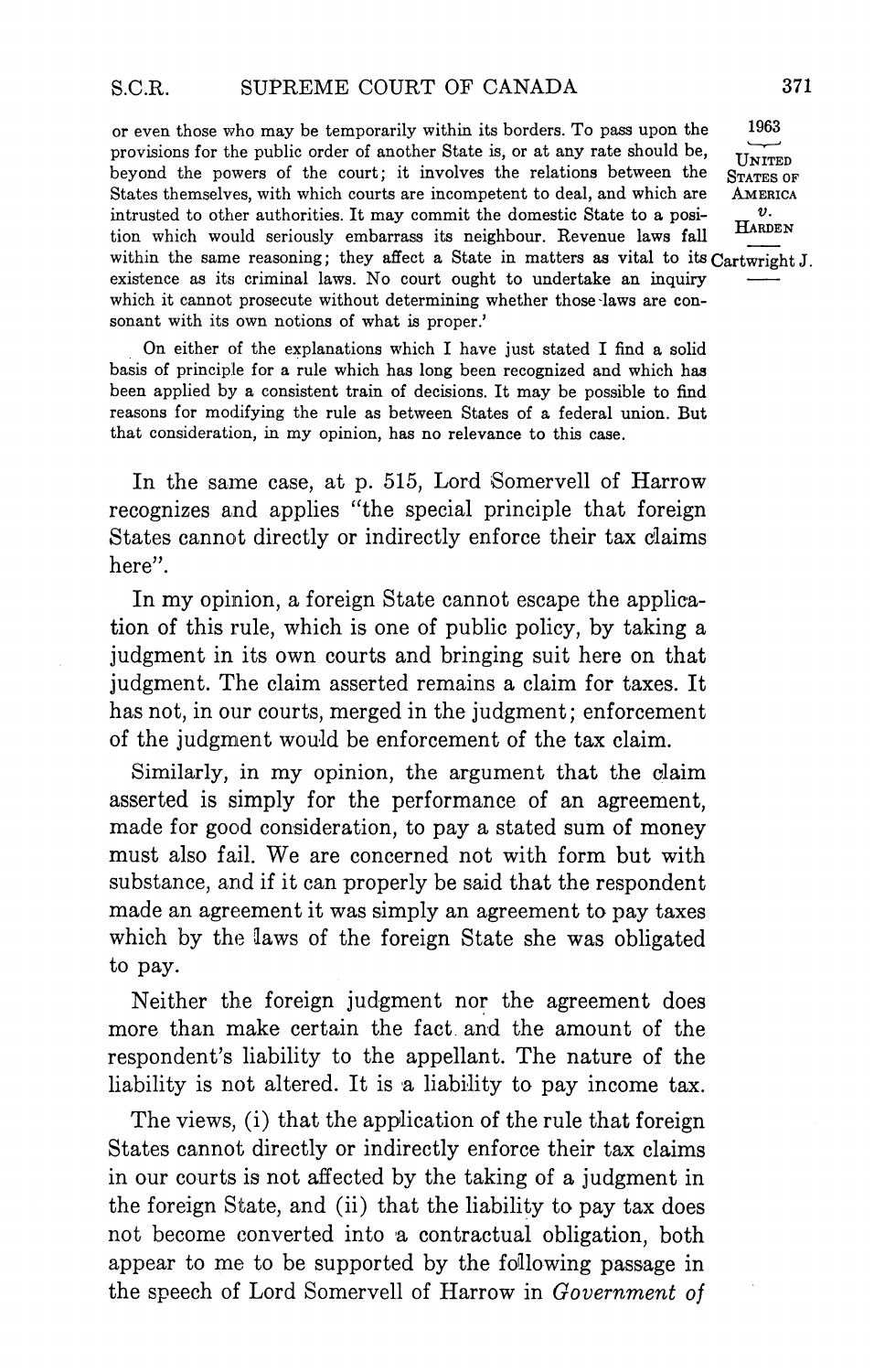or even those who may be temporarily within its borders. To pass upon the provisions for the public order of another State is, or at any rate should be, beyond the powers of the court; it involves the relations between the States themselves, with which courts are incompetent to deal, and which are intrusted to other authorities. It may commit the domestic State to a position which would seriously embarrass its neighbour. Revenue laws fall within the same reasoning; they affect a State in matters as vital to its existence as its criminal laws. No court ought to undertake an inquiry which it cannot prosecute without determining whether those laws are consonant with its own notions of what is proper.'

On either of the explanations which I have just stated I find a solid basis of principle for a rule which has long been recognized and which has been applied by a consistent train of decisions. It may be possible to find reasons for modifying the rule as between States of a federal union. But that consideration, in my opinion, has no relevance to this case.

In the same case, at p. 515, Lord Somervell of Harrow recognizes and applies "the special principle that foreign States cannot directly or indirectly enforce their tax claims here".

In my opinion, a foreign State cannot escape the application of this rule, which is one of public policy, by taking a judgment in its own courts and bringing suit here on that judgment. The claim asserted remains a claim for taxes. It has not, in our courts, merged in the judgment; enforcement of the judgment would be enforcement of the tax claim.

Similarly, in my opinion, the argument that the claim asserted is simply for the performance of an agreement, made for good consideration, to pay a stated sum of money must also fail. We are concerned not with form but with substance, and if it can properly be said that the respondent made an agreement it was simply an agreement to pay taxes which by the laws of the foreign State she was obligated to pay.

Neither the foreign judgment nor the agreement does more than make certain the fact and the amount of the respondent's liability to the appellant. The nature of the liability is not altered. It is a liability to pay income tax.

The views, (i) that the application of the rule that foreign States cannot directly or indirectly enforce their tax claims in our courts is not affected by the taking of a judgment in the foreign State, and (ii) that the liability to pay tax does not become converted into a contractual obligation, both appear to me to be supported by the following passage in the speech of Lord Somervell of Harrow in *Government of*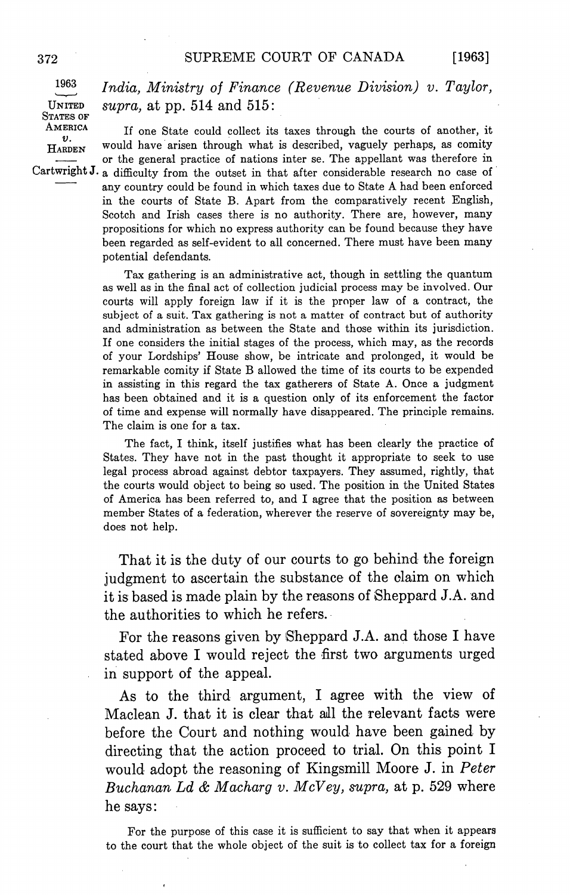*India, Ministry of Finance (Revenue Division) v. Taylor, supra,* at pp. 514 and 515:

> If one State could collect its taxes through the courts of another, it would have arisen through what is described, vaguely perhaps, as comity or the general practice of nations inter se. The appellant was therefore in a difficulty from the outset in that after considerable research no case of any country could be found in which taxes due to State A had been enforced in the courts of State B. Apart from the comparatively recent English, Scotch and Irish cases there is no authority. There are, however, many propositions for which no express authority can be found because they have been regarded as self-evident to all concerned. There must have been many potential defendants.
>
> Tax gathering is an administrative act, though in settling the quantum as well as in the final act of collection judicial process may be involved. Our courts will apply foreign law if it is the proper law of a contract, the subject of a suit. Tax gathering is not a matter of contract but of authority and administration as between the State and those within its jurisdiction. If one considers the initial stages of the process, which may, as the records of your Lordships' House show, be intricate and prolonged, it would be remarkable comity if State B allowed the time of its courts to be expended in assisting in this regard the tax gatherers of State A. Once a judgment has been obtained and it is a question only of its enforcement the factor of time and expense will normally have disappeared. The principle remains. The claim is one for a tax.
>
> The fact, I think, itself justifies what has been clearly the practice of States. They have not in the past thought it appropriate to seek to use legal process abroad against debtor taxpayers. They assumed, rightly, that the courts would object to being so used. The position in the United States of America has been referred to, and I agree that the position as between member States of a federation, wherever the reserve of sovereignty may be, does not help.

That it is the duty of our courts to go behind the foreign judgment to ascertain the substance of the claim on which it is based is made plain by the reasons of Sheppard J.A. and the authorities to which he refers.

For the reasons given by Sheppard J.A. and those I have stated above I would reject the first two arguments urged in support of the appeal.

As to the third argument, I agree with the view of Maclean J. that it is clear that all the relevant facts were before the Court and nothing would have been gained by directing that the action proceed to trial. On this point I would adopt the reasoning of Kingsmill Moore J. in *Peter Buchanan Ld & Macharg v. McVey, supra,* at p. 529 where he says:

> For the purpose of this case it is sufficient to say that when it appears to the court that the whole object of the suit is to collect tax for a foreign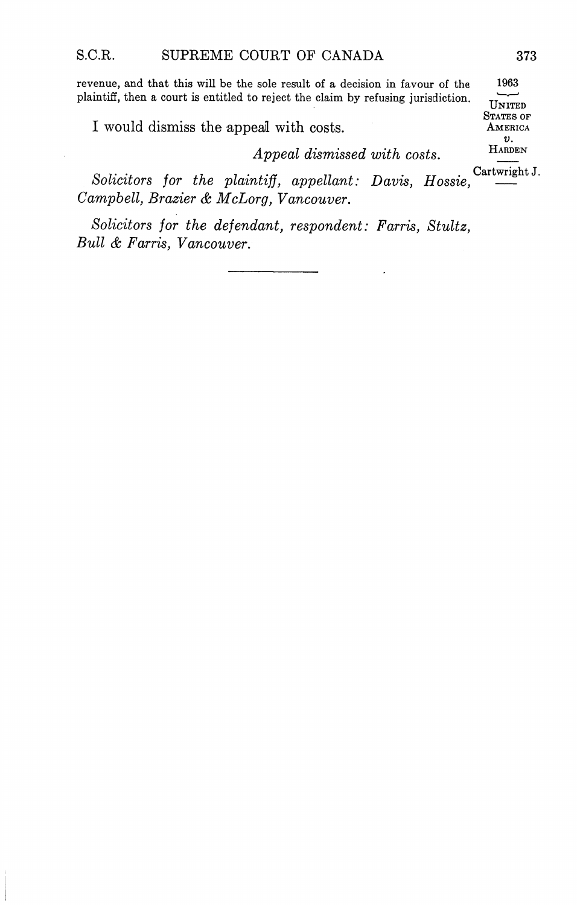revenue, and that this will be the sole result of a decision in favour of the plaintiff, then a court is entitled to reject the claim by refusing jurisdiction.

I would dismiss the appeal with costs.

*Appeal dismissed with costs.*

*Solicitors for the plaintiff, appellant: Davis, Hossie, Campbell, Brazier & McLorg, Vancouver.*

*Solicitors for the defendant, respondent: Farris, Stultz, Bull & Farris, Vancouver.*